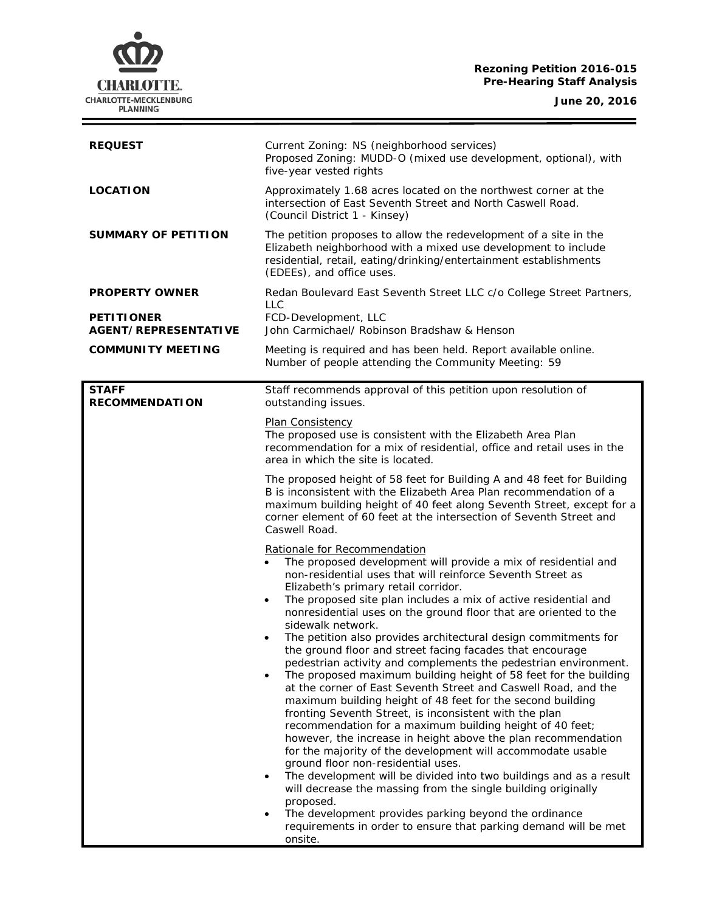**Rezoning Petition 2016-015**
**Pre-Hearing Staff Analysis**

**June 20, 2016**

| | |
|---|---|
| **REQUEST** | Current Zoning: NS (neighborhood services)<br>Proposed Zoning: MUDD-O (mixed use development, optional), with five-year vested rights |
| **LOCATION** | Approximately 1.68 acres located on the northwest corner at the intersection of East Seventh Street and North Caswell Road.<br>(Council District 1 - Kinsey) |
| **SUMMARY OF PETITION** | The petition proposes to allow the redevelopment of a site in the Elizabeth neighborhood with a mixed use development to include residential, retail, eating/drinking/entertainment establishments (EDEEs), and office uses. |
| **PROPERTY OWNER** | Redan Boulevard East Seventh Street LLC c/o College Street Partners, LLC |
| **PETITIONER** | FCD-Development, LLC |
| **AGENT/REPRESENTATIVE** | John Carmichael/ Robinson Bradshaw & Henson |
| **COMMUNITY MEETING** | Meeting is required and has been held. Report available online.<br>Number of people attending the Community Meeting: 59 |

**STAFF RECOMMENDATION**

Staff recommends approval of this petition upon resolution of outstanding issues.

Plan Consistency

The proposed use is consistent with the Elizabeth Area Plan recommendation for a mix of residential, office and retail uses in the area in which the site is located.

The proposed height of 58 feet for Building A and 48 feet for Building B is inconsistent with the Elizabeth Area Plan recommendation of a maximum building height of 40 feet along Seventh Street, except for a corner element of 60 feet at the intersection of Seventh Street and Caswell Road.

Rationale for Recommendation

- The proposed development will provide a mix of residential and non-residential uses that will reinforce Seventh Street as Elizabeth's primary retail corridor.
- The proposed site plan includes a mix of active residential and nonresidential uses on the ground floor that are oriented to the sidewalk network.
- The petition also provides architectural design commitments for the ground floor and street facing facades that encourage pedestrian activity and complements the pedestrian environment.
- The proposed maximum building height of 58 feet for the building at the corner of East Seventh Street and Caswell Road, and the maximum building height of 48 feet for the second building fronting Seventh Street, is inconsistent with the plan recommendation for a maximum building height of 40 feet; however, the increase in height above the plan recommendation for the majority of the development will accommodate usable ground floor non-residential uses.
- The development will be divided into two buildings and as a result will decrease the massing from the single building originally proposed.
- The development provides parking beyond the ordinance requirements in order to ensure that parking demand will be met onsite.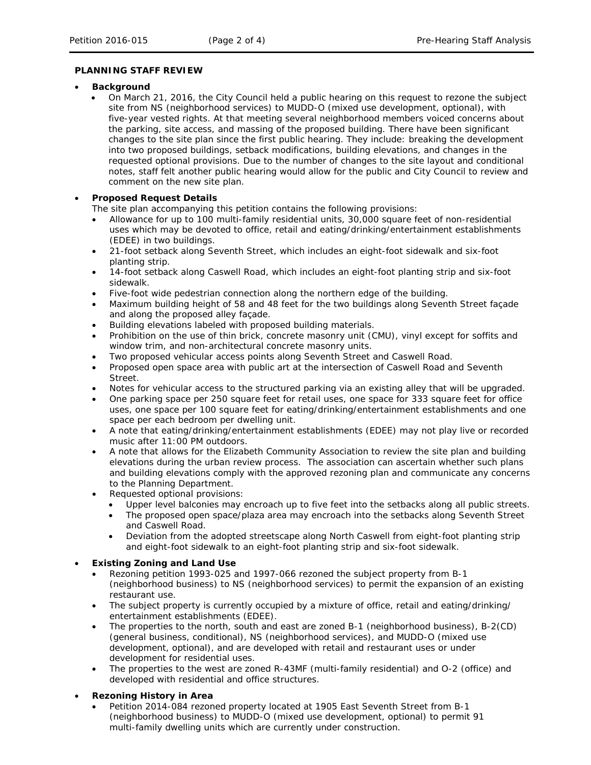**PLANNING STAFF REVIEW**

- **Background**
  - On March 21, 2016, the City Council held a public hearing on this request to rezone the subject site from NS (neighborhood services) to MUDD-O (mixed use development, optional), with five-year vested rights. At that meeting several neighborhood members voiced concerns about the parking, site access, and massing of the proposed building. There have been significant changes to the site plan since the first public hearing. They include: breaking the development into two proposed buildings, setback modifications, building elevations, and changes in the requested optional provisions. Due to the number of changes to the site layout and conditional notes, staff felt another public hearing would allow for the public and City Council to review and comment on the new site plan.

- **Proposed Request Details**

  The site plan accompanying this petition contains the following provisions:
  - Allowance for up to 100 multi-family residential units, 30,000 square feet of non-residential uses which may be devoted to office, retail and eating/drinking/entertainment establishments (EDEE) in two buildings.
  - 21-foot setback along Seventh Street, which includes an eight-foot sidewalk and six-foot planting strip.
  - 14-foot setback along Caswell Road, which includes an eight-foot planting strip and six-foot sidewalk.
  - Five-foot wide pedestrian connection along the northern edge of the building.
  - Maximum building height of 58 and 48 feet for the two buildings along Seventh Street façade and along the proposed alley façade.
  - Building elevations labeled with proposed building materials.
  - Prohibition on the use of thin brick, concrete masonry unit (CMU), vinyl except for soffits and window trim, and non-architectural concrete masonry units.
  - Two proposed vehicular access points along Seventh Street and Caswell Road.
  - Proposed open space area with public art at the intersection of Caswell Road and Seventh Street.
  - Notes for vehicular access to the structured parking via an existing alley that will be upgraded.
  - One parking space per 250 square feet for retail uses, one space for 333 square feet for office uses, one space per 100 square feet for eating/drinking/entertainment establishments and one space per each bedroom per dwelling unit.
  - A note that eating/drinking/entertainment establishments (EDEE) may not play live or recorded music after 11:00 PM outdoors.
  - A note that allows for the Elizabeth Community Association to review the site plan and building elevations during the urban review process. The association can ascertain whether such plans and building elevations comply with the approved rezoning plan and communicate any concerns to the Planning Department.
  - Requested optional provisions:
    - Upper level balconies may encroach up to five feet into the setbacks along all public streets.
    - The proposed open space/plaza area may encroach into the setbacks along Seventh Street and Caswell Road.
    - Deviation from the adopted streetscape along North Caswell from eight-foot planting strip and eight-foot sidewalk to an eight-foot planting strip and six-foot sidewalk.

- **Existing Zoning and Land Use**
  - Rezoning petition 1993-025 and 1997-066 rezoned the subject property from B-1 (neighborhood business) to NS (neighborhood services) to permit the expansion of an existing restaurant use.
  - The subject property is currently occupied by a mixture of office, retail and eating/drinking/entertainment establishments (EDEE).
  - The properties to the north, south and east are zoned B-1 (neighborhood business), B-2(CD) (general business, conditional), NS (neighborhood services), and MUDD-O (mixed use development, optional), and are developed with retail and restaurant uses or under development for residential uses.
  - The properties to the west are zoned R-43MF (multi-family residential) and O-2 (office) and developed with residential and office structures.

- **Rezoning History in Area**
  - Petition 2014-084 rezoned property located at 1905 East Seventh Street from B-1 (neighborhood business) to MUDD-O (mixed use development, optional) to permit 91 multi-family dwelling units which are currently under construction.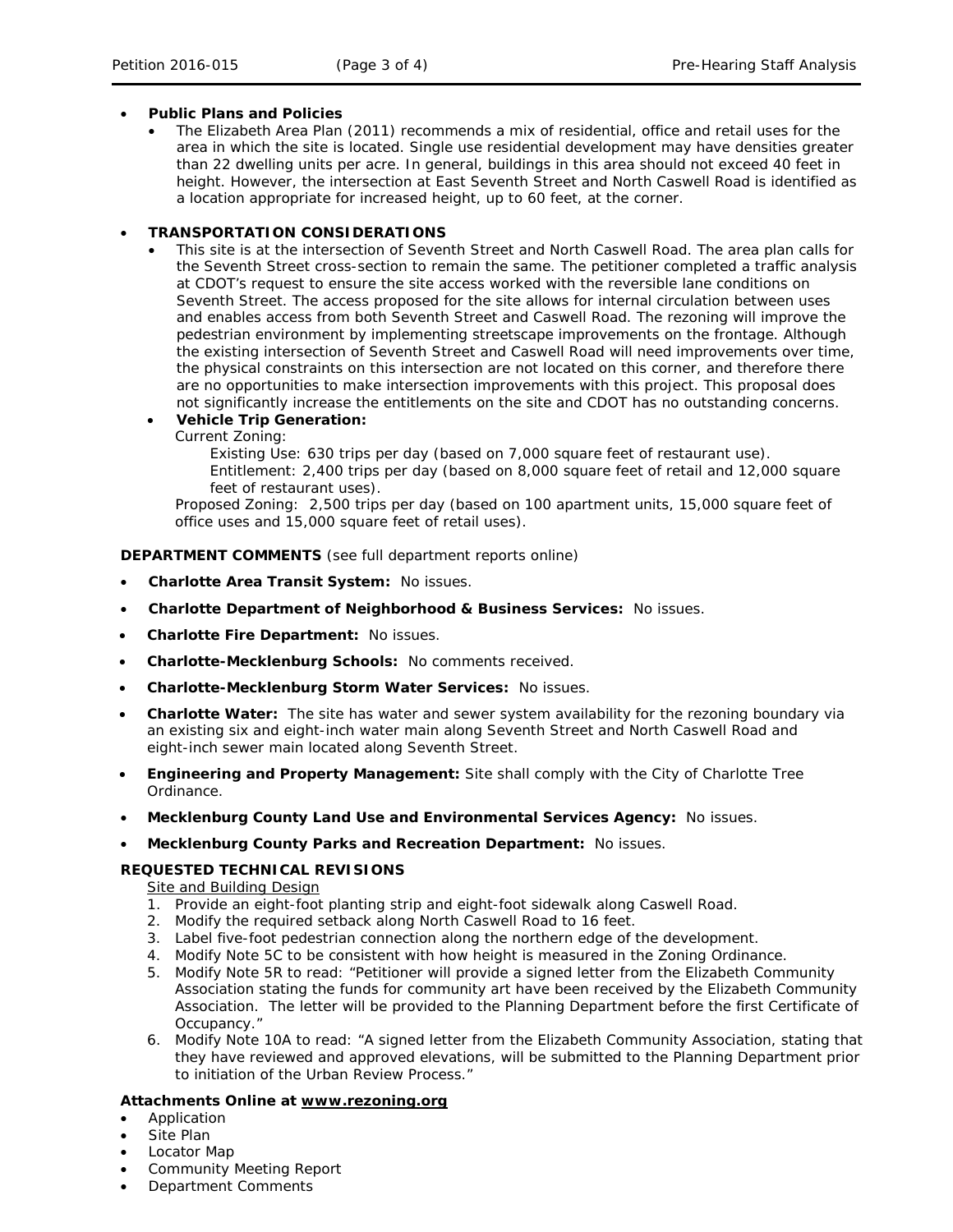- **Public Plans and Policies**
  - The Elizabeth Area Plan (2011) recommends a mix of residential, office and retail uses for the area in which the site is located. Single use residential development may have densities greater than 22 dwelling units per acre. In general, buildings in this area should not exceed 40 feet in height. However, the intersection at East Seventh Street and North Caswell Road is identified as a location appropriate for increased height, up to 60 feet, at the corner.

- **TRANSPORTATION CONSIDERATIONS**
  - This site is at the intersection of Seventh Street and North Caswell Road. The area plan calls for the Seventh Street cross-section to remain the same. The petitioner completed a traffic analysis at CDOT's request to ensure the site access worked with the reversible lane conditions on Seventh Street. The access proposed for the site allows for internal circulation between uses and enables access from both Seventh Street and Caswell Road. The rezoning will improve the pedestrian environment by implementing streetscape improvements on the frontage. Although the existing intersection of Seventh Street and Caswell Road will need improvements over time, the physical constraints on this intersection are not located on this corner, and therefore there are no opportunities to make intersection improvements with this project. This proposal does not significantly increase the entitlements on the site and CDOT has no outstanding concerns.
  - **Vehicle Trip Generation:**

    Current Zoning:

    Existing Use: 630 trips per day (based on 7,000 square feet of restaurant use).

    Entitlement: 2,400 trips per day (based on 8,000 square feet of retail and 12,000 square feet of restaurant uses).

    Proposed Zoning: 2,500 trips per day (based on 100 apartment units, 15,000 square feet of office uses and 15,000 square feet of retail uses).

**DEPARTMENT COMMENTS** (see full department reports online)

- **Charlotte Area Transit System:** No issues.
- **Charlotte Department of Neighborhood & Business Services:** No issues.
- **Charlotte Fire Department:** No issues.
- **Charlotte-Mecklenburg Schools:** No comments received.
- **Charlotte-Mecklenburg Storm Water Services:** No issues.
- **Charlotte Water:** The site has water and sewer system availability for the rezoning boundary via an existing six and eight-inch water main along Seventh Street and North Caswell Road and eight-inch sewer main located along Seventh Street.
- **Engineering and Property Management:** Site shall comply with the City of Charlotte Tree Ordinance.
- **Mecklenburg County Land Use and Environmental Services Agency:** No issues.
- **Mecklenburg County Parks and Recreation Department:** No issues.

**REQUESTED TECHNICAL REVISIONS**

Site and Building Design

1. Provide an eight-foot planting strip and eight-foot sidewalk along Caswell Road.
2. Modify the required setback along North Caswell Road to 16 feet.
3. Label five-foot pedestrian connection along the northern edge of the development.
4. Modify Note 5C to be consistent with how height is measured in the Zoning Ordinance.
5. Modify Note 5R to read: "Petitioner will provide a signed letter from the Elizabeth Community Association stating the funds for community art have been received by the Elizabeth Community Association. The letter will be provided to the Planning Department before the first Certificate of Occupancy."
6. Modify Note 10A to read: "A signed letter from the Elizabeth Community Association, stating that they have reviewed and approved elevations, will be submitted to the Planning Department prior to initiation of the Urban Review Process."

**Attachments Online at www.rezoning.org**

- Application
- Site Plan
- Locator Map
- Community Meeting Report
- Department Comments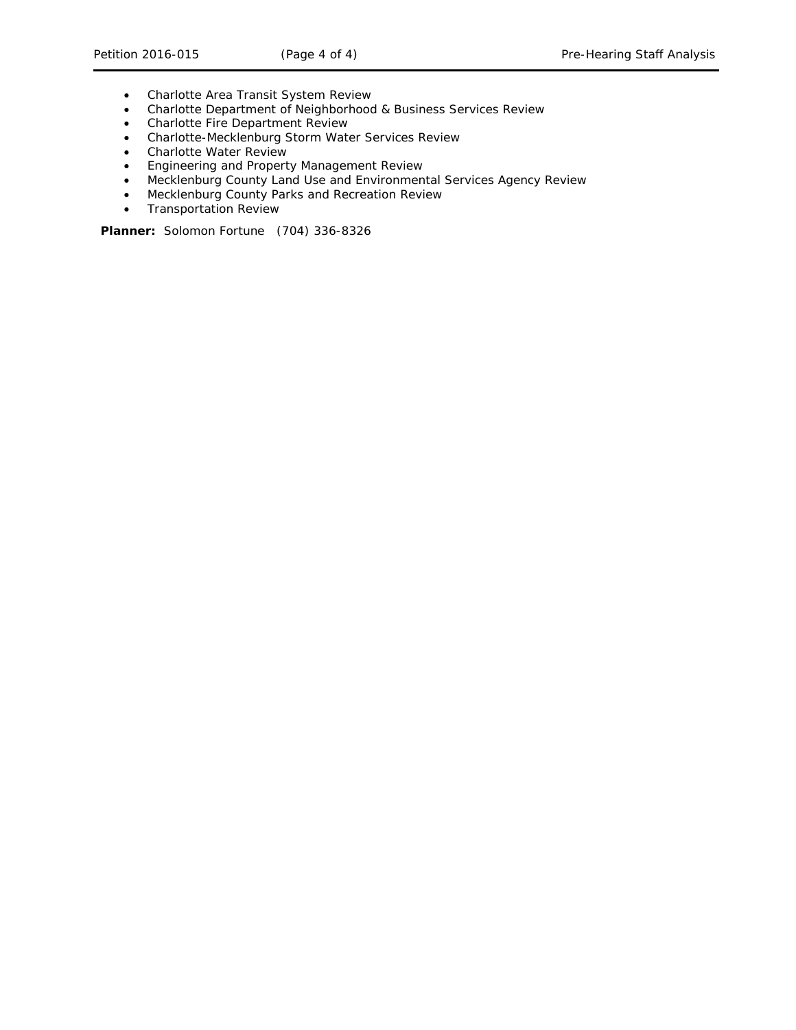- Charlotte Area Transit System Review
- Charlotte Department of Neighborhood & Business Services Review
- Charlotte Fire Department Review
- Charlotte-Mecklenburg Storm Water Services Review
- Charlotte Water Review
- Engineering and Property Management Review
- Mecklenburg County Land Use and Environmental Services Agency Review
- Mecklenburg County Parks and Recreation Review
- Transportation Review

**Planner:** Solomon Fortune (704) 336-8326